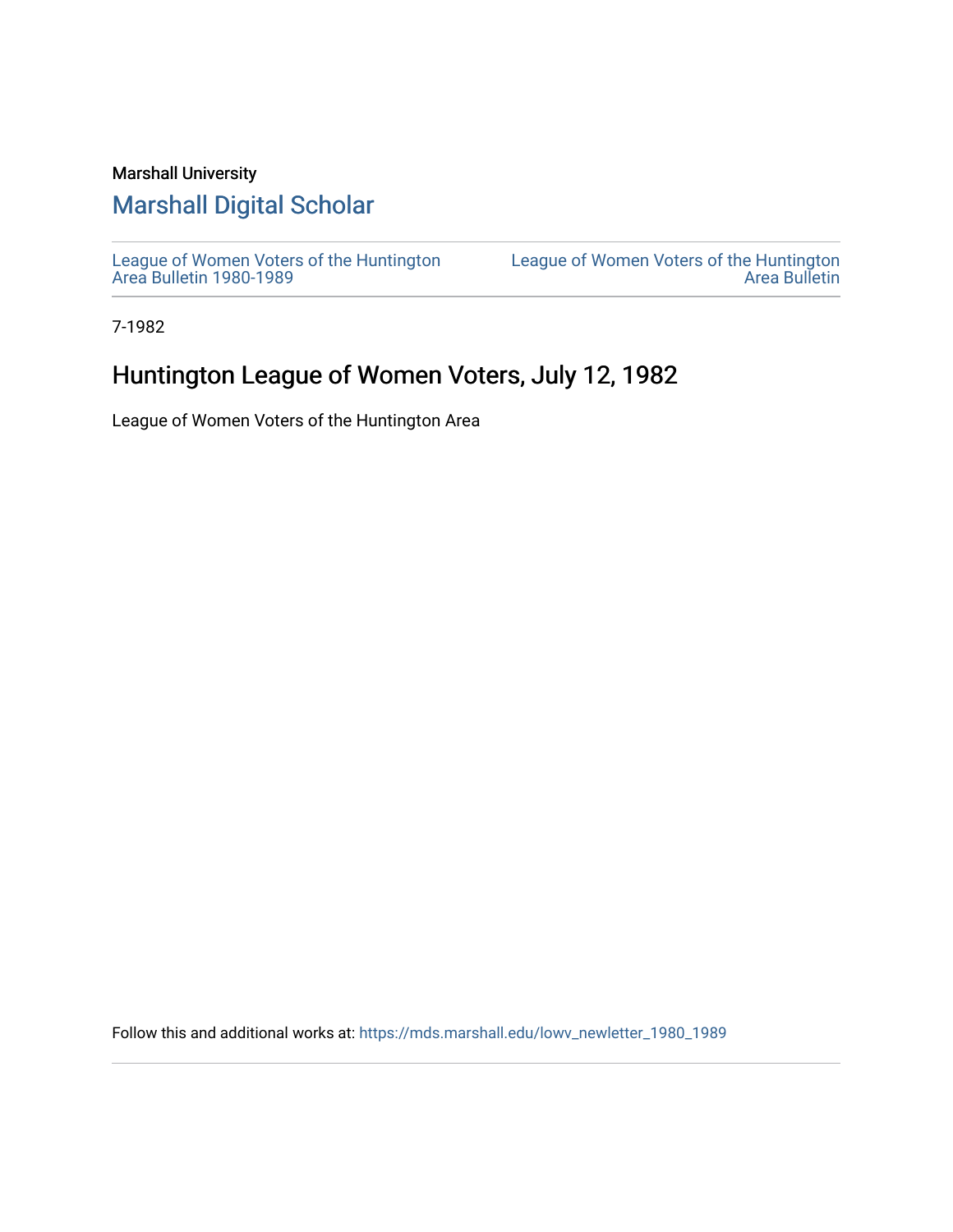Marshall University

# Marshall Digital Scholar

League of Women Voters of the Huntington Area Bulletin 1980-1989

League of Women Voters of the Huntington Area Bulletin

7-1982

## Huntington League of Women Voters, July 12, 1982

League of Women Voters of the Huntington Area

Follow this and additional works at: https://mds.marshall.edu/lowv_newletter_1980_1989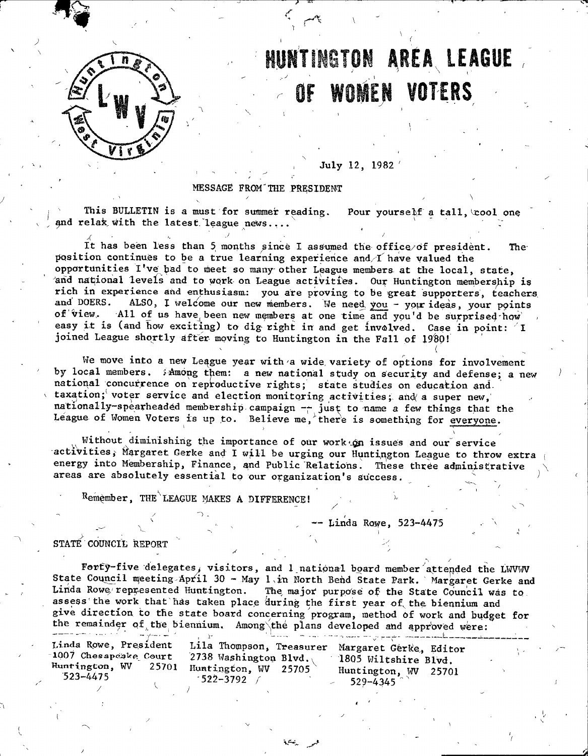# HUNTINGTON AREA LEAGUE OF WOMEN VOTERS

July 12, 1982

## MESSAGE FROM THE PRESIDENT

This BULLETIN is a must for summer reading. Pour yourself a tall, cool one and relax with the latest league news....

It has been less than 5 months since I assumed the office of president. The position continues to be a true learning experience and I have valued the opportunities I've had to meet so many other League members at the local, state, and national levels and to work on League activities. Our Huntington membership is rich in experience and enthusiasm: you are proving to be great supporters, teachers and DOERS. ALSO, I welcome our new members. We need you - your ideas, your points of view. All of us have been new members at one time and you'd be surprised how easy it is (and how exciting) to dig right in and get involved. Case in point: I joined League shortly after moving to Huntington in the Fall of 1980!

We move into a new League year with a wide variety of options for involvement by local members. Among them: a new national study on security and defense; a new national concurrence on reproductive rights; state studies on education and taxation; voter service and election monitoring activities; and a super new, nationally-spearheaded membership campaign -- just to name a few things that the League of Women Voters is up to. Believe me, there is something for everyone.

Without diminishing the importance of our work on issues and our service activities, Margaret Gerke and I will be urging our Huntington League to throw extra energy into Membership, Finance, and Public Relations. These three administrative areas are absolutely essential to our organization's success.

Remember, THE LEAGUE MAKES A DIFFERENCE!

-- Linda Rowe, 523-4475

## STATE COUNCIL REPORT

Forty-five delegates, visitors, and 1 national board member attended the LWVWV State Council meeting April 30 - May 1 in North Bend State Park. Margaret Gerke and Linda Rowe represented Huntington. The major purpose of the State Council was to assess the work that has taken place during the first year of the biennium and give direction to the state board concerning program, method of work and budget for the remainder of the biennium. Among the plans developed and approved were:

| Linda Rowe, President | Lila Thompson, Treasurer | Margaret Gerke, Editor |
|---|---|---|
| 1007 Chesapeake Court | 2738 Washington Blvd. | 1805 Wiltshire Blvd. |
| Huntington, WV 25701 | Huntington, WV 25705 | Huntington, WV 25701 |
| 523-4475 | 522-3792 | 529-4345 |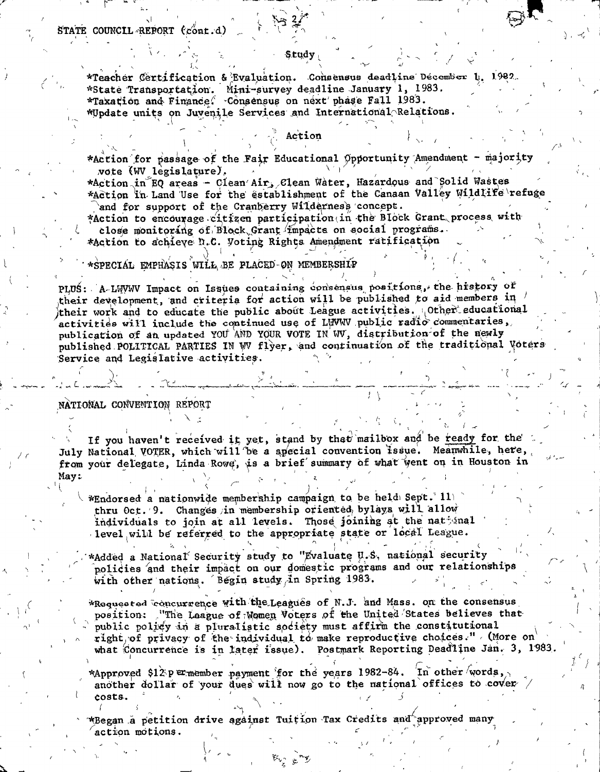STATE COUNCIL REPORT (cont.d)

### Study

*Teacher Certification & Evaluation. Consensus deadline December 1, 1982.
*State Transportation. Mini-survey deadline January 1, 1983.
*Taxation and Finance. Consensus on next phase Fall 1983.
*Update units on Juvenile Services and International Relations.

### Action

*Action for passage of the Fair Educational Opportunity Amendment - majority vote (WV legislature).
*Action in EQ areas - Clean Air, Clean Water, Hazardous and Solid Wastes
*Action in Land Use for the establishment of the Canaan Valley Wildlife refuge and for support of the Cranberry Wilderness concept.
*Action to encourage citizen participation in the Block Grant process with close monitoring of Block Grant impacts on social programs.
*Action to achieve D.C. Voting Rights Amendment ratification

*SPECIAL EMPHASIS WILL BE PLACED ON MEMBERSHIP

PLUS: A LWVWV Impact on Issues containing consensus positions, the history of their development, and criteria for action will be published to aid members in their work and to educate the public about League activities. Other educational activities will include the continued use of LWVWV public radio commentaries, publication of an updated YOU AND YOUR VOTE IN WV, distribution of the newly published POLITICAL PARTIES IN WV flyer, and continuation of the traditional Voters Service and Legislative activities.

---

## NATIONAL CONVENTION REPORT

If you haven't received it yet, stand by that mailbox and be ready for the July National VOTER, which will be a special convention issue. Meanwhile, here, from your delegate, Linda Rowe, is a brief summary of what went on in Houston in May:

*Endorsed a nationwide membership campaign to be held Sept. 11 thru Oct. 9. Changes in membership oriented bylays will allow individuals to join at all levels. Those joining at the national level will be referred to the appropriate state or local League.

*Added a National Security study to "Evaluate U.S. national security policies and their impact on our domestic programs and our relationships with other nations. Begin study in Spring 1983.

*Requested concurrence with the Leagues of N.J. and Mass. on the consensus position: "The League of Women Voters of the United States believes that public policy in a pluralistic society must affirm the constitutional right of privacy of the individual to make reproductive choices." (More on what Concurrence is in later issue). Postmark Reporting Deadline Jan. 3, 1983.

*Approved $12 per member payment for the years 1982-84. In other words, another dollar of your dues will now go to the national offices to cover costs.

*Began a petition drive against Tuition Tax Credits and approved many action motions.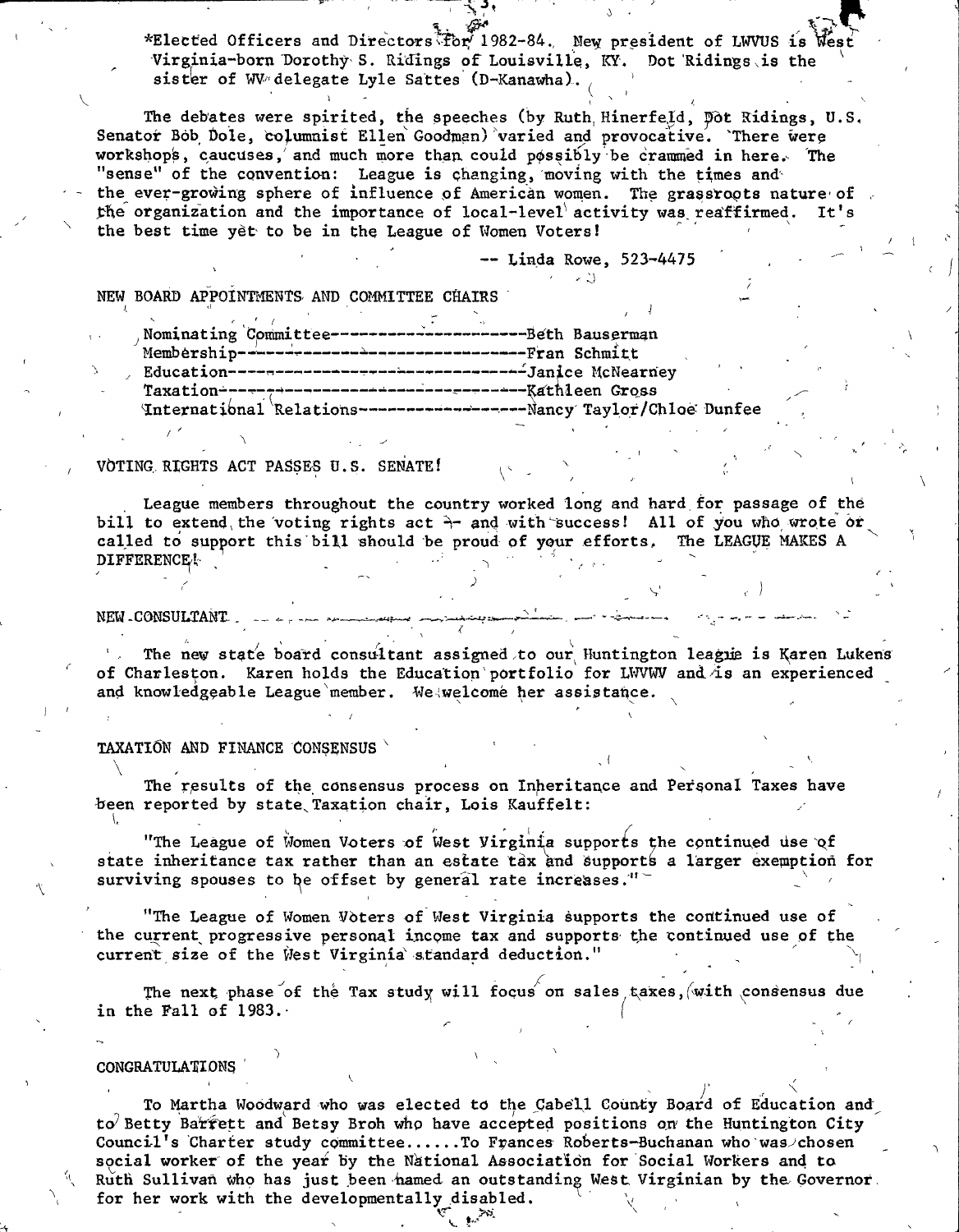*Elected Officers and Directors for 1982-84. New president of LWVUS is West Virginia-born Dorothy S. Ridings of Louisville, KY. Dot Ridings is the sister of WV delegate Lyle Sattes (D-Kanawha).

The debates were spirited, the speeches (by Ruth Hinerfeld, Dot Ridings, U.S. Senator Bob Dole, columnist Ellen Goodman) varied and provocative. There were workshops, caucuses, and much more than could possibly be crammed in here. The "sense" of the convention: League is changing, moving with the times and the ever-growing sphere of influence of American women. The grassroots nature of the organization and the importance of local-level activity was reaffirmed. It's the best time yet to be in the League of Women Voters!

-- Linda Rowe, 523-4475

NEW BOARD APPOINTMENTS AND COMMITTEE CHAIRS

Nominating Committee--------------------Beth Bauserman
Membership------------------------------Fran Schmitt
Education-------------------------------Janice McNearney
Taxation--------------------------------Kathleen Gross
International Relations-----------------Nancy Taylor/Chloe Dunfee

VOTING RIGHTS ACT PASSES U.S. SENATE!

League members throughout the country worked long and hard for passage of the bill to extend the voting rights act -- and with success! All of you who wrote or called to support this bill should be proud of your efforts. The LEAGUE MAKES A DIFFERENCE!

NEW CONSULTANT

The new state board consultant assigned to our Huntington league is Karen Lukens of Charleston. Karen holds the Education portfolio for LWVWV and is an experienced and knowledgeable League member. We welcome her assistance.

TAXATION AND FINANCE CONSENSUS

The results of the consensus process on Inheritance and Personal Taxes have been reported by state Taxation chair, Lois Kauffelt:

"The League of Women Voters of West Virginia supports the continued use of state inheritance tax rather than an estate tax and supports a larger exemption for surviving spouses to be offset by general rate increases."

"The League of Women Voters of West Virginia supports the continued use of the current progressive personal income tax and supports the continued use of the current size of the West Virginia standard deduction."

The next phase of the Tax study will focus on sales taxes, with consensus due in the Fall of 1983.

CONGRATULATIONS

To Martha Woodward who was elected to the Cabell County Board of Education and to Betty Barrett and Betsy Broh who have accepted positions on the Huntington City Council's Charter study committee......To Frances Roberts-Buchanan who was chosen social worker of the year by the National Association for Social Workers and to Ruth Sullivan who has just been named an outstanding West Virginian by the Governor for her work with the developmentally disabled.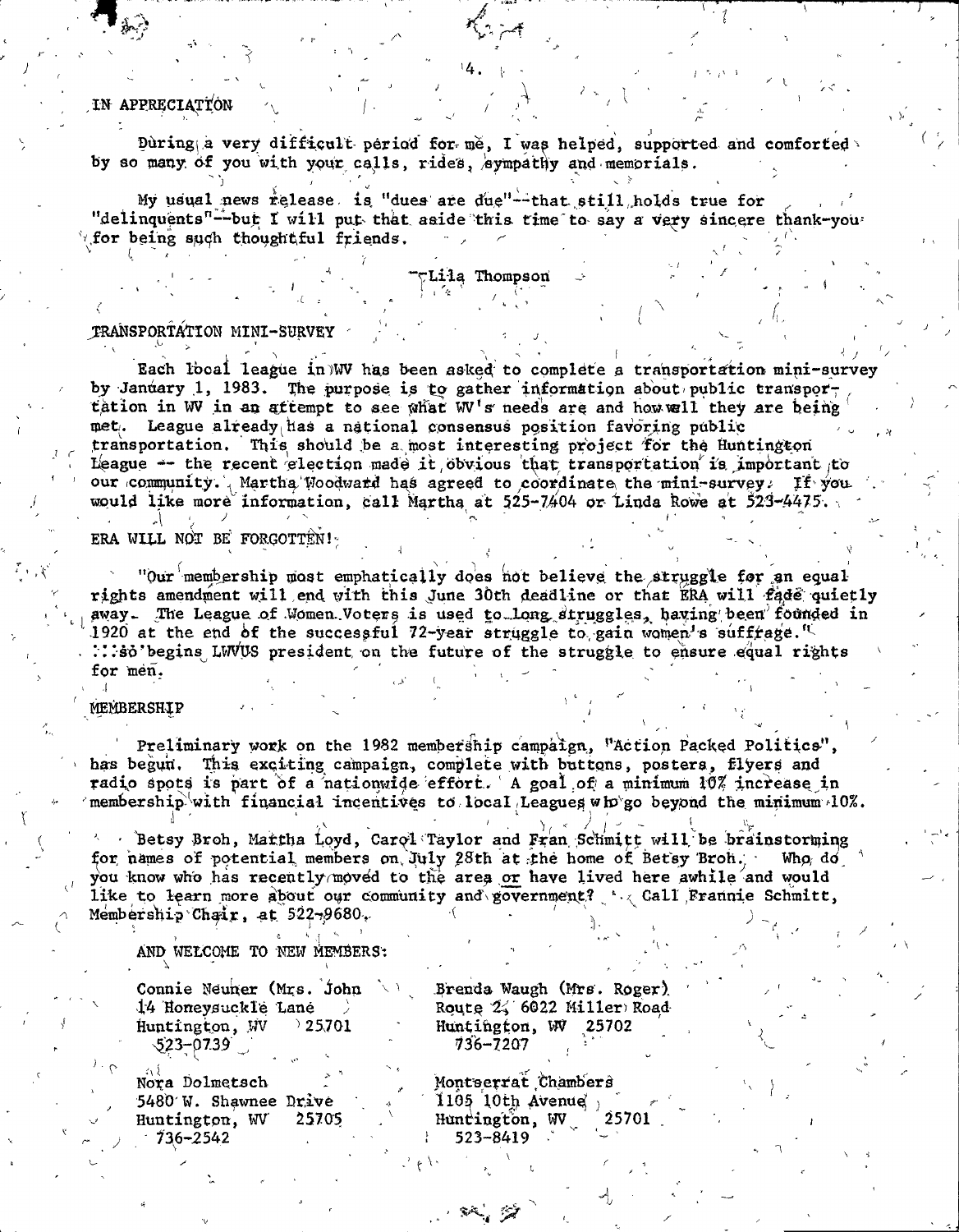## IN APPRECIATION

During a very difficult period for me, I was helped, supported and comforted by so many of you with your calls, rides, sympathy and memorials.

My usual news release is "dues are due"--that still holds true for "delinquents"--but I will put that aside this time to say a very sincere thank-you for being such thoughtful friends.

--Lila Thompson

## TRANSPORTATION MINI-SURVEY

Each local league in WV has been asked to complete a transportation mini-survey by January 1, 1983. The purpose is to gather information about public transportation in WV in an attempt to see what WV's needs are and how well they are being met. League already has a national consensus position favoring public transportation. This should be a most interesting project for the Huntington League -- the recent election made it obvious that transportation is important to our community. Martha Woodward has agreed to coordinate the mini-survey. If you would like more information, call Martha at 525-7404 or Linda Rowe at 523-4475.

## ERA WILL NOT BE FORGOTTEN!

"Our membership most emphatically does not believe the struggle for an equal rights amendment will end with this June 30th deadline or that ERA will fade quietly away. The League of Women Voters is used to long struggles, having been founded in 1920 at the end of the successful 72-year struggle to gain women's suffrage." ...so begins LWVUS president on the future of the struggle to ensure equal rights for men.

## MEMBERSHIP

Preliminary work on the 1982 membership campaign, "Action Packed Politics", has begun. This exciting campaign, complete with buttons, posters, flyers and radio spots is part of a nationwide effort. A goal of a minimum 10% increase in membership with financial incentives to local Leagues who go beyond the minimum 10%.

Betsy Broh, Martha Loyd, Carol Taylor and Fran Schmitt will be brainstorming for names of potential members on July 28th at the home of Betsy Broh. Who do you know who has recently moved to the area or have lived here awhile and would like to learn more about our community and government? Call Frannie Schmitt, Membership Chair, at 522-9680.

AND WELCOME TO NEW MEMBERS:

Connie Neuner (Mrs. John
14 Honeysuckle Lane
Huntington, WV 25701
523-0739

Nora Dolmetsch
5480 W. Shawnee Drive
Huntington, WV 25705
736-2542

Brenda Waugh (Mrs. Roger)
Route 2, 6022 Miller Road
Huntington, WV 25702
736-7207

Montserrat Chambers
1105 10th Avenue
Huntington, WV 25701
523-8419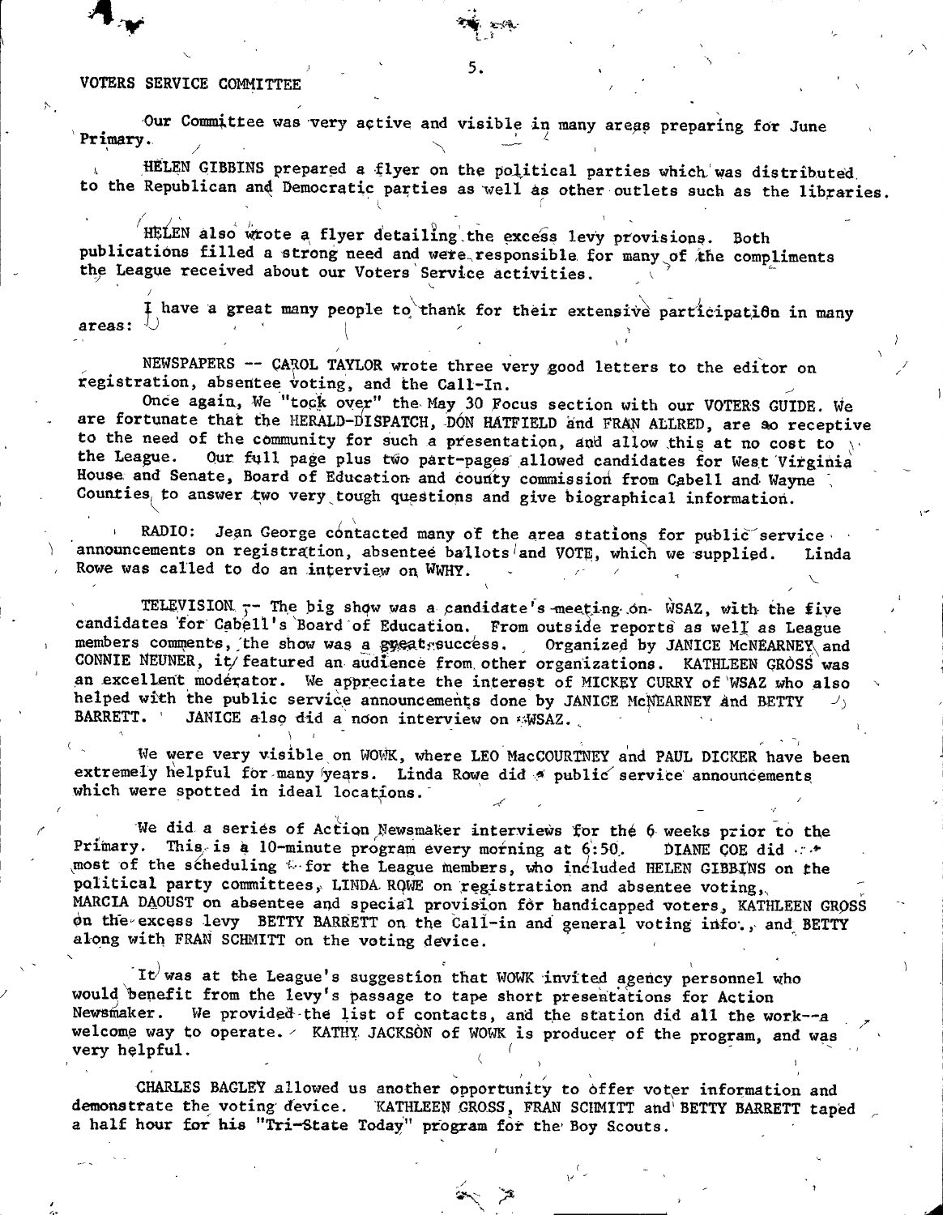## VOTERS SERVICE COMMITTEE

Our Committee was very active and visible in many areas preparing for June Primary.

HELEN GIBBINS prepared a flyer on the political parties which was distributed to the Republican and Democratic parties as well as other outlets such as the libraries.

HELEN also wrote a flyer detailing the excess levy provisions. Both publications filled a strong need and were responsible for many of the compliments the League received about our Voters Service activities.

I have a great many people to thank for their extensive participation in many areas:

NEWSPAPERS -- CAROL TAYLOR wrote three very good letters to the editor on registration, absentee voting, and the Call-In.

Once again, We "took over" the May 30 Focus section with our VOTERS GUIDE. We are fortunate that the HERALD-DISPATCH, DON HATFIELD and FRAN ALLRED, are so receptive to the need of the community for such a presentation, and allow this at no cost to the League. Our full page plus two part-pages allowed candidates for West Virginia House and Senate, Board of Education and county commission from Cabell and Wayne Counties to answer two very tough questions and give biographical information.

RADIO: Jean George contacted many of the area stations for public service announcements on registration, absentee ballots and VOTE, which we supplied. Linda Rowe was called to do an interview on WWHY.

TELEVISION -- The big show was a candidate's meeting on WSAZ, with the five candidates for Cabell's Board of Education. From outside reports as well as League members comments, the show was a great success. Organized by JANICE McNEARNEY and CONNIE NEUNER, it featured an audience from other organizations. KATHLEEN GROSS was an excellent moderator. We appreciate the interest of MICKEY CURRY of WSAZ who also helped with the public service announcements done by JANICE McNEARNEY and BETTY BARRETT. JANICE also did a noon interview on WSAZ.

We were very visible on WOWK, where LEO MacCOURTNEY and PAUL DICKER have been extremely helpful for many years. Linda Rowe did a public service announcements which were spotted in ideal locations.

We did a series of Action Newsmaker interviews for the 6 weeks prior to the Primary. This is a 10-minute program every morning at 6:50. DIANE COE did most of the scheduling for the League members, who included HELEN GIBBINS on the political party committees, LINDA ROWE on registration and absentee voting, MARCIA DAOUST on absentee and special provision for handicapped voters, KATHLEEN GROSS on the excess levy BETTY BARRETT on the Call-in and general voting info., and BETTY along with FRAN SCHMITT on the voting device.

It was at the League's suggestion that WOWK invited agency personnel who would benefit from the levy's passage to tape short presentations for Action Newsmaker. We provided the list of contacts, and the station did all the work--a welcome way to operate. KATHY JACKSON of WOWK is producer of the program, and was very helpful.

CHARLES BAGLEY allowed us another opportunity to offer voter information and demonstrate the voting device. KATHLEEN GROSS, FRAN SCHMITT and BETTY BARRETT taped a half hour for his "Tri-State Today" program for the Boy Scouts.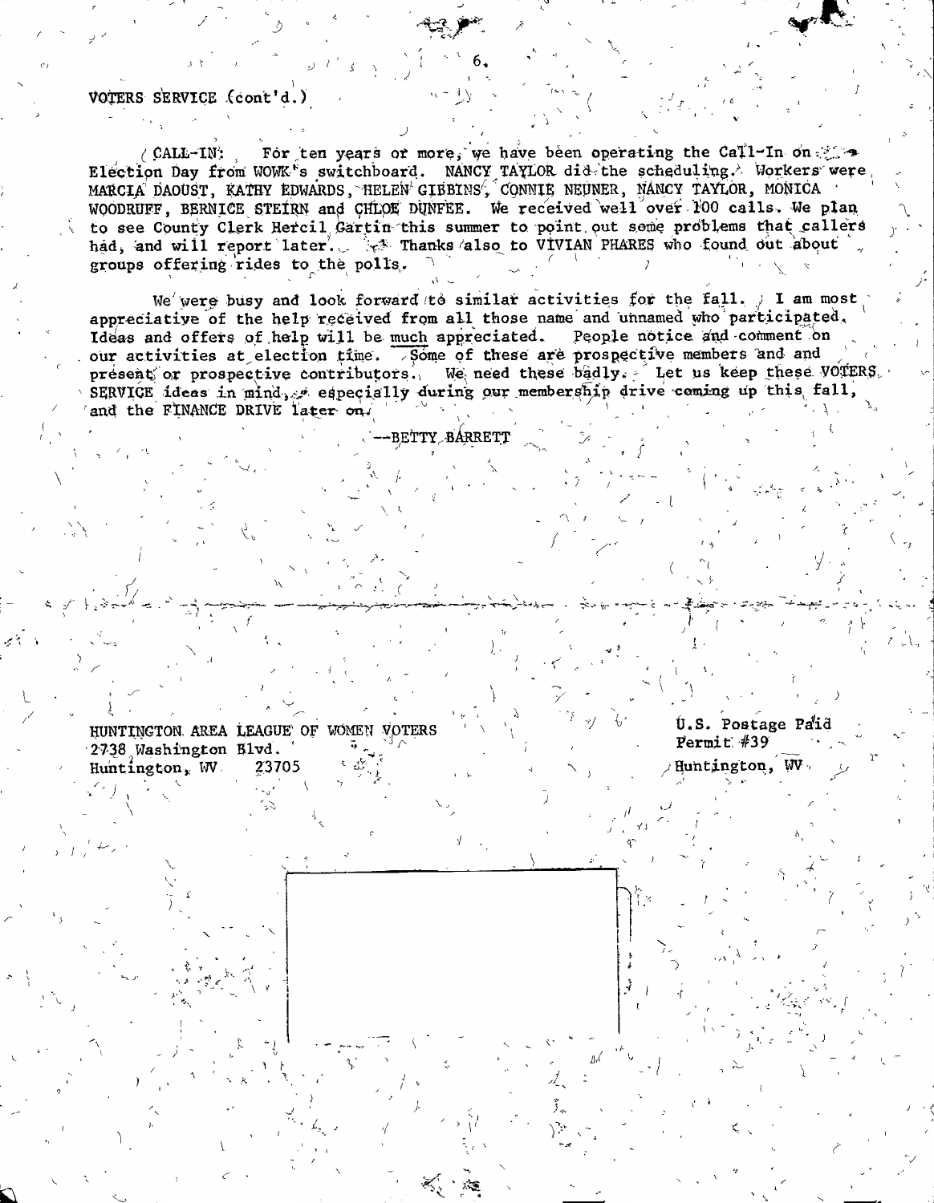VOTERS SERVICE (cont'd.)

CALL-IN: For ten years or more, we have been operating the Call-In on Election Day from WOWK's switchboard. NANCY TAYLOR did the scheduling. Workers were MARCIA DAOUST, KATHY EDWARDS, HELEN GIBBINS, CONNIE NEUNER, NANCY TAYLOR, MONICA WOODRUFF, BERNICE STEIRN and CHLOE DUNFEE. We received well over 100 calls. We plan to see County Clerk Hercil Gartin this summer to point out some problems that callers had, and will report later. Thanks also to VIVIAN PHARES who found out about groups offering rides to the polls.

We were busy and look forward to similar activities for the fall. I am most appreciative of the help received from all those name and unnamed who participated. Ideas and offers of help will be much appreciated. People notice and comment on our activities at election time. Some of these are prospective members and and present or prospective contributors. We need these badly. Let us keep these VOTERS SERVICE ideas in mind, especially during our membership drive coming up this fall, and the FINANCE DRIVE later on.

--BETTY BARRETT

HUNTINGTON AREA LEAGUE OF WOMEN VOTERS
2738 Washington Blvd.
Huntington, WV 23705

U.S. Postage Paid
Permit #39
Huntington, WV